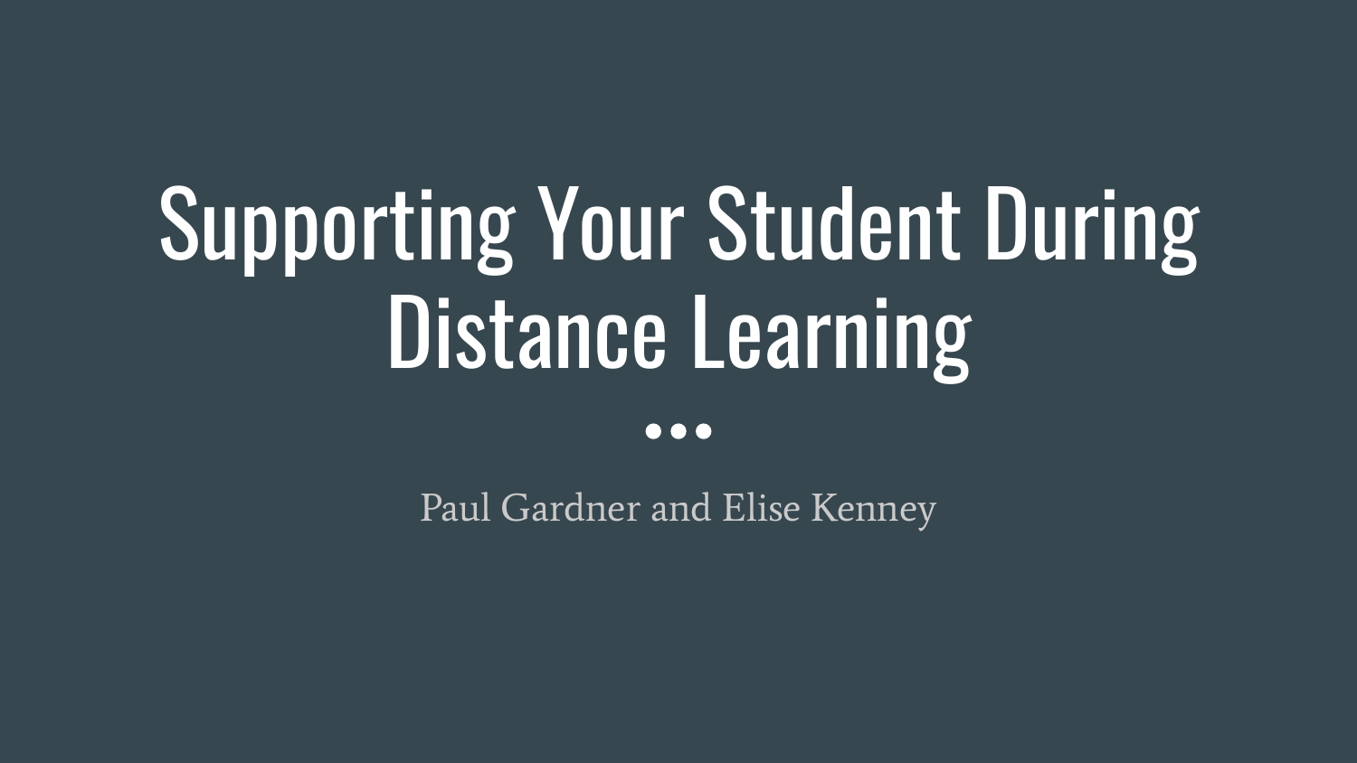# Supporting Your Student During Distance Learning

Paul Gardner and Elise Kenney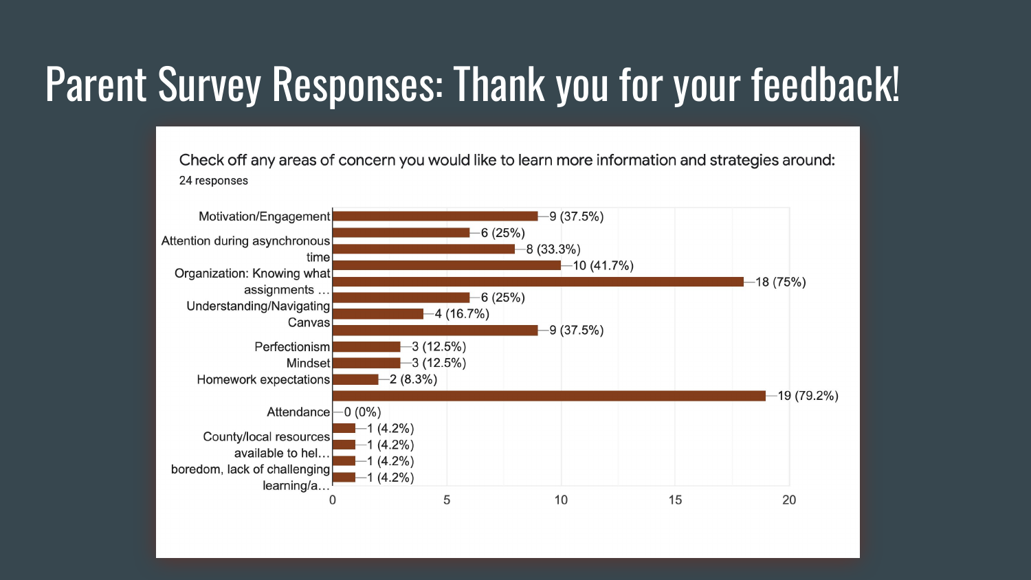# Parent Survey Responses: Thank you for your feedback!

Check off any areas of concern you would like to learn more information and strategies around:

24 responses

| Area of concern | Responses |
| --- | --- |
| Motivation/Engagement | 9 (37.5%) |
| | 6 (25%) |
| Attention during asynchronous time | 8 (33.3%) |
| | 10 (41.7%) |
| Organization: Knowing what assignments … | 18 (75%) |
| | 6 (25%) |
| Understanding/Navigating Canvas | 4 (16.7%) |
| | 9 (37.5%) |
| Perfectionism | 3 (12.5%) |
| Mindset | 3 (12.5%) |
| Homework expectations | 2 (8.3%) |
| | 19 (79.2%) |
| Attendance | 0 (0%) |
| | 1 (4.2%) |
| County/local resources available to hel… | 1 (4.2%) |
| | 1 (4.2%) |
| boredom, lack of challenging learning/a… | 1 (4.2%) |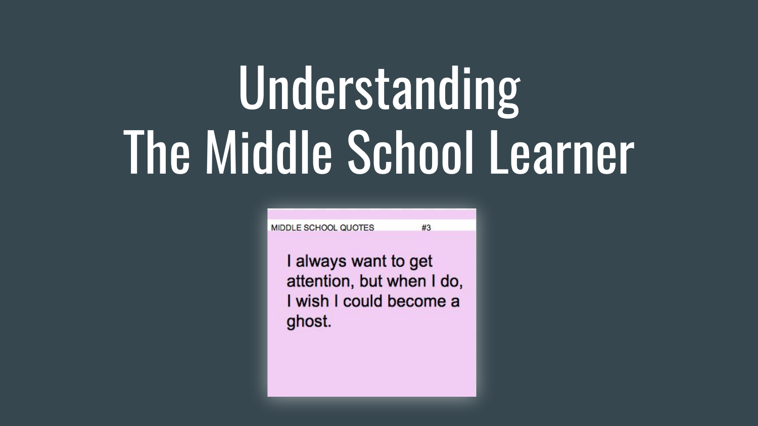# Understanding The Middle School Learner

MIDDLE SCHOOL QUOTES #3

I always want to get attention, but when I do, I wish I could become a ghost.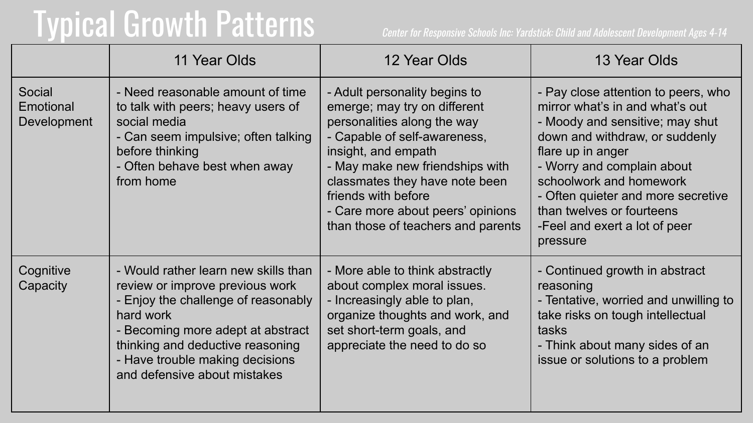# Typical Growth Patterns

*Center for Responsive Schools Inc: Yardstick: Child and Adolescent Development Ages 4-14*

| | 11 Year Olds | 12 Year Olds | 13 Year Olds |
|---|---|---|---|
| Social Emotional Development | - Need reasonable amount of time to talk with peers; heavy users of social media<br>- Can seem impulsive; often talking before thinking<br>- Often behave best when away from home | - Adult personality begins to emerge; may try on different personalities along the way<br>- Capable of self-awareness, insight, and empath<br>- May make new friendships with classmates they have note been friends with before<br>- Care more about peers' opinions than those of teachers and parents | - Pay close attention to peers, who mirror what's in and what's out<br>- Moody and sensitive; may shut down and withdraw, or suddenly flare up in anger<br>- Worry and complain about schoolwork and homework<br>- Often quieter and more secretive than twelves or fourteens<br>-Feel and exert a lot of peer pressure |
| Cognitive Capacity | - Would rather learn new skills than review or improve previous work<br>- Enjoy the challenge of reasonably hard work<br>- Becoming more adept at abstract thinking and deductive reasoning<br>- Have trouble making decisions and defensive about mistakes | - More able to think abstractly about complex moral issues.<br>- Increasingly able to plan, organize thoughts and work, and set short-term goals, and appreciate the need to do so | - Continued growth in abstract reasoning<br>- Tentative, worried and unwilling to take risks on tough intellectual tasks<br>- Think about many sides of an issue or solutions to a problem |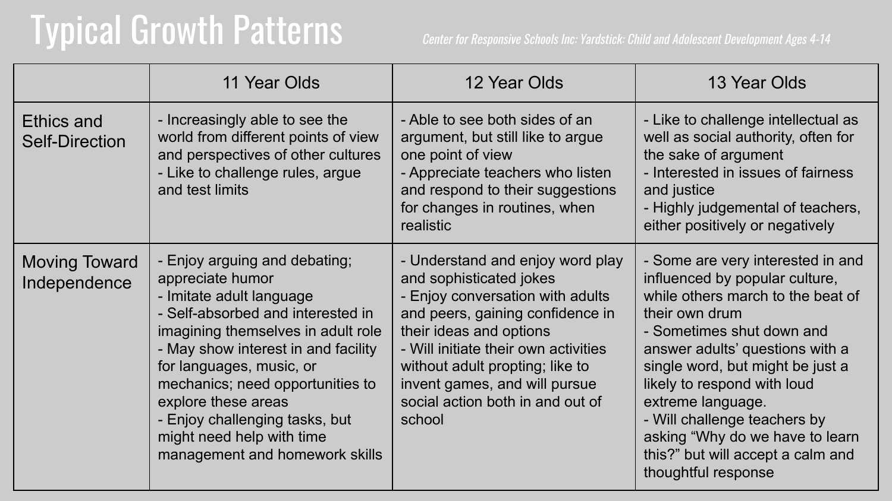# Typical Growth Patterns

*Center for Responsive Schools Inc: Yardstick: Child and Adolescent Development Ages 4-14*

| | 11 Year Olds | 12 Year Olds | 13 Year Olds |
|---|---|---|---|
| Ethics and Self-Direction | - Increasingly able to see the world from different points of view and perspectives of other cultures<br>- Like to challenge rules, argue and test limits | - Able to see both sides of an argument, but still like to argue one point of view<br>- Appreciate teachers who listen and respond to their suggestions for changes in routines, when realistic | - Like to challenge intellectual as well as social authority, often for the sake of argument<br>- Interested in issues of fairness and justice<br>- Highly judgemental of teachers, either positively or negatively |
| Moving Toward Independence | - Enjoy arguing and debating; appreciate humor<br>- Imitate adult language<br>- Self-absorbed and interested in imagining themselves in adult role<br>- May show interest in and facility for languages, music, or mechanics; need opportunities to explore these areas<br>- Enjoy challenging tasks, but might need help with time management and homework skills | - Understand and enjoy word play and sophisticated jokes<br>- Enjoy conversation with adults and peers, gaining confidence in their ideas and options<br>- Will initiate their own activities without adult propting; like to invent games, and will pursue social action both in and out of school | - Some are very interested in and influenced by popular culture, while others march to the beat of their own drum<br>- Sometimes shut down and answer adults' questions with a single word, but might be just a likely to respond with loud extreme language.<br>- Will challenge teachers by asking "Why do we have to learn this?" but will accept a calm and thoughtful response |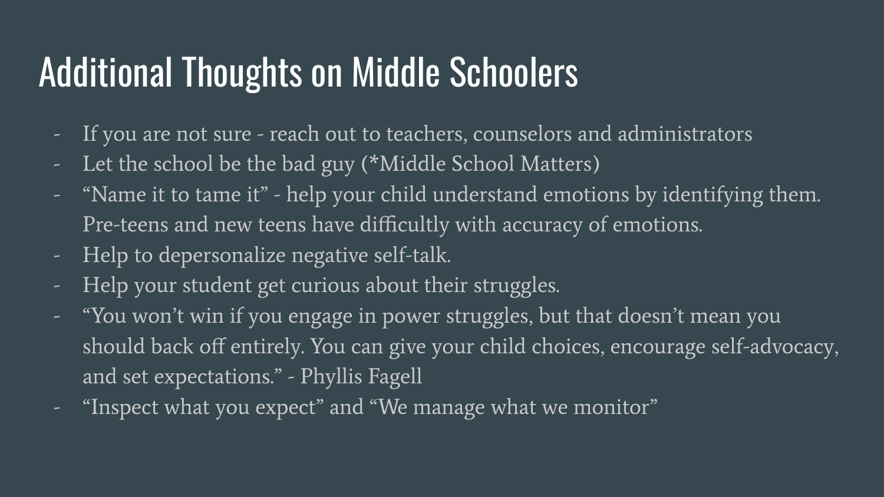# Additional Thoughts on Middle Schoolers

- If you are not sure - reach out to teachers, counselors and administrators
- Let the school be the bad guy (*Middle School Matters)
- "Name it to tame it" - help your child understand emotions by identifying them. Pre-teens and new teens have difficultly with accuracy of emotions.
- Help to depersonalize negative self-talk.
- Help your student get curious about their struggles.
- "You won't win if you engage in power struggles, but that doesn't mean you should back off entirely. You can give your child choices, encourage self-advocacy, and set expectations." - Phyllis Fagell
- "Inspect what you expect" and "We manage what we monitor"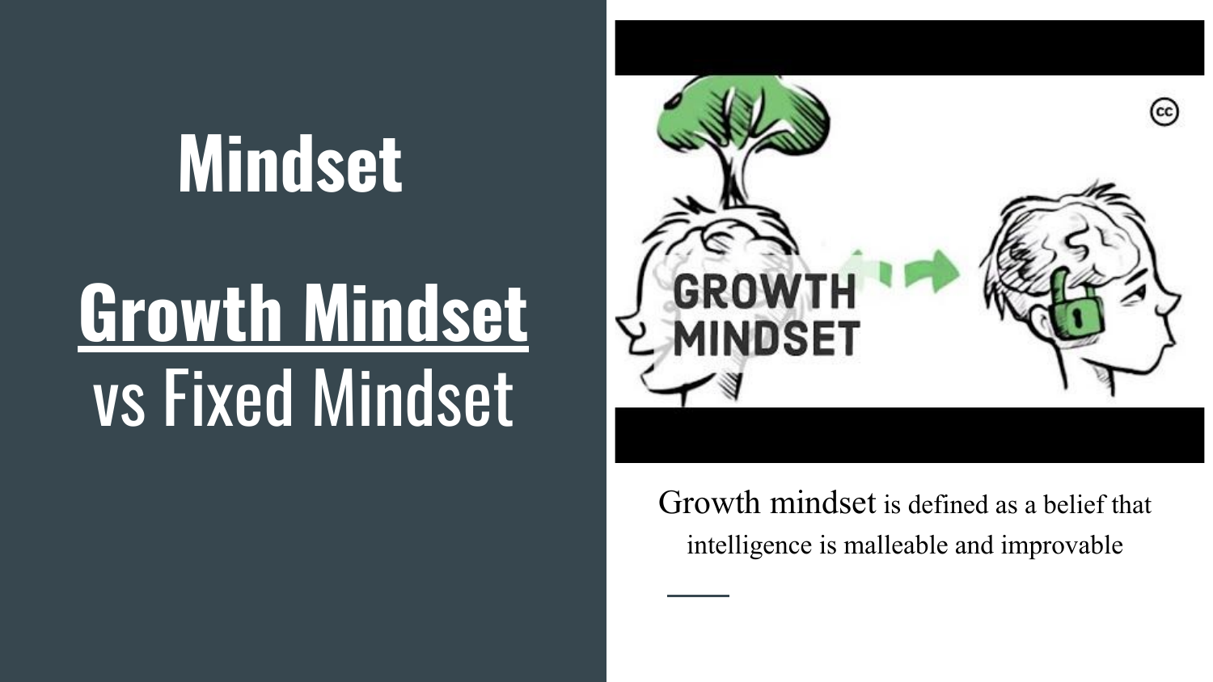# Mindset

## Growth Mindset vs Fixed Mindset

Growth mindset is defined as a belief that intelligence is malleable and improvable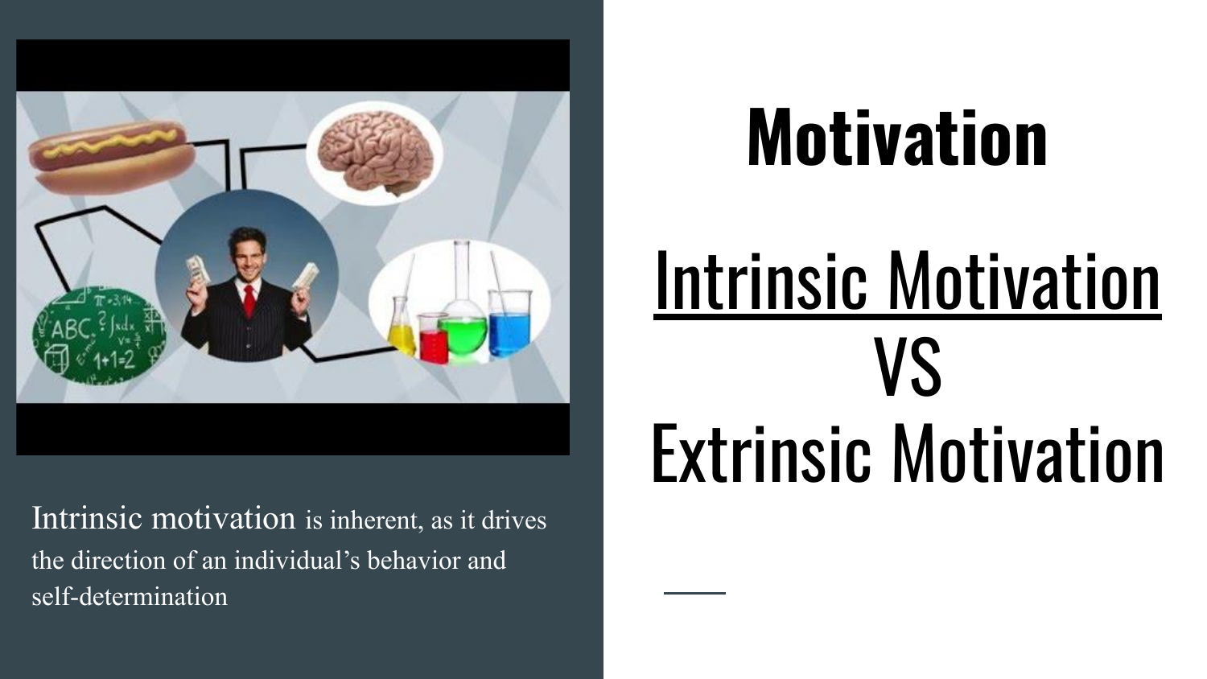# Motivation

## Intrinsic Motivation VS Extrinsic Motivation

Intrinsic motivation is inherent, as it drives the direction of an individual's behavior and self-determination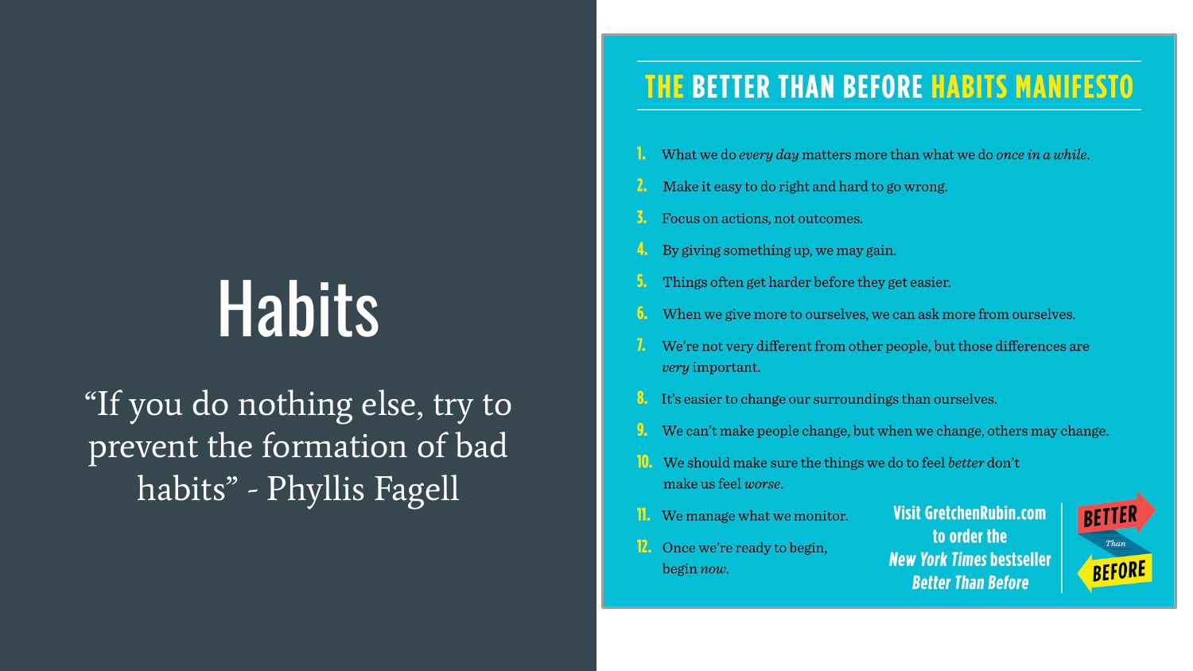# Habits

"If you do nothing else, try to prevent the formation of bad habits" - Phyllis Fagell

## THE BETTER THAN BEFORE HABITS MANIFESTO

1. What we do *every day* matters more than what we do *once in a while*.
2. Make it easy to do right and hard to go wrong.
3. Focus on actions, not outcomes.
4. By giving something up, we may gain.
5. Things often get harder before they get easier.
6. When we give more to ourselves, we can ask more from ourselves.
7. We're not very different from other people, but those differences are *very* important.
8. It's easier to change our surroundings than ourselves.
9. We can't make people change, but when we change, others may change.
10. We should make sure the things we do to feel *better* don't make us feel *worse*.
11. We manage what we monitor.
12. Once we're ready to begin, begin *now*.

Visit GretchenRubin.com to order the *New York Times* bestseller *Better Than Before*

BETTER *Than* BEFORE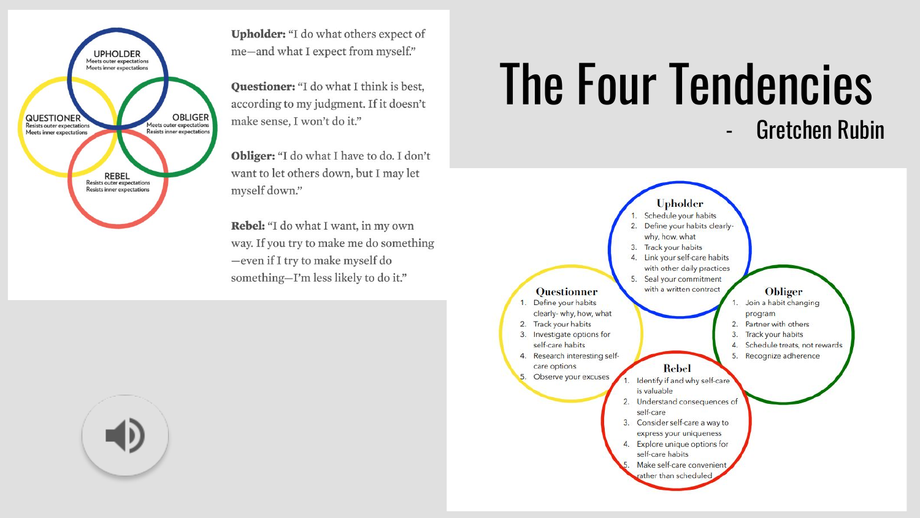# The Four Tendencies

- Gretchen Rubin

**UPHOLDER**
Meets outer expectations
Meets inner expectations

**QUESTIONER**
Resists outer expectations
Meets inner expectations

**OBLIGER**
Meets outer expectations
Resists inner expectations

**REBEL**
Resists outer expectations
Resists inner expectations

**Upholder:** "I do what others expect of me—and what I expect from myself."

**Questioner:** "I do what I think is best, according to my judgment. If it doesn't make sense, I won't do it."

**Obliger:** "I do what I have to do. I don't want to let others down, but I may let myself down."

**Rebel:** "I do what I want, in my own way. If you try to make me do something—even if I try to make myself do something—I'm less likely to do it."

### Upholder

1. Schedule your habits
2. Define your habits clearly- why, how, what
3. Track your habits
4. Link your self-care habits with other daily practices
5. Seal your commitment with a written contract

### Questioner

1. Define your habits clearly- why, how, what
2. Track your habits
3. Investigate options for self-care habits
4. Research interesting self-care options
5. Observe your excuses

### Obliger

1. Join a habit changing program
2. Partner with others
3. Track your habits
4. Schedule treats, not rewards
5. Recognize adherence

### Rebel

1. Identify if and why self-care is valuable
2. Understand consequences of self-care
3. Consider self-care a way to express your uniqueness
4. Explore unique options for self-care habits
5. Make self-care convenient rather than scheduled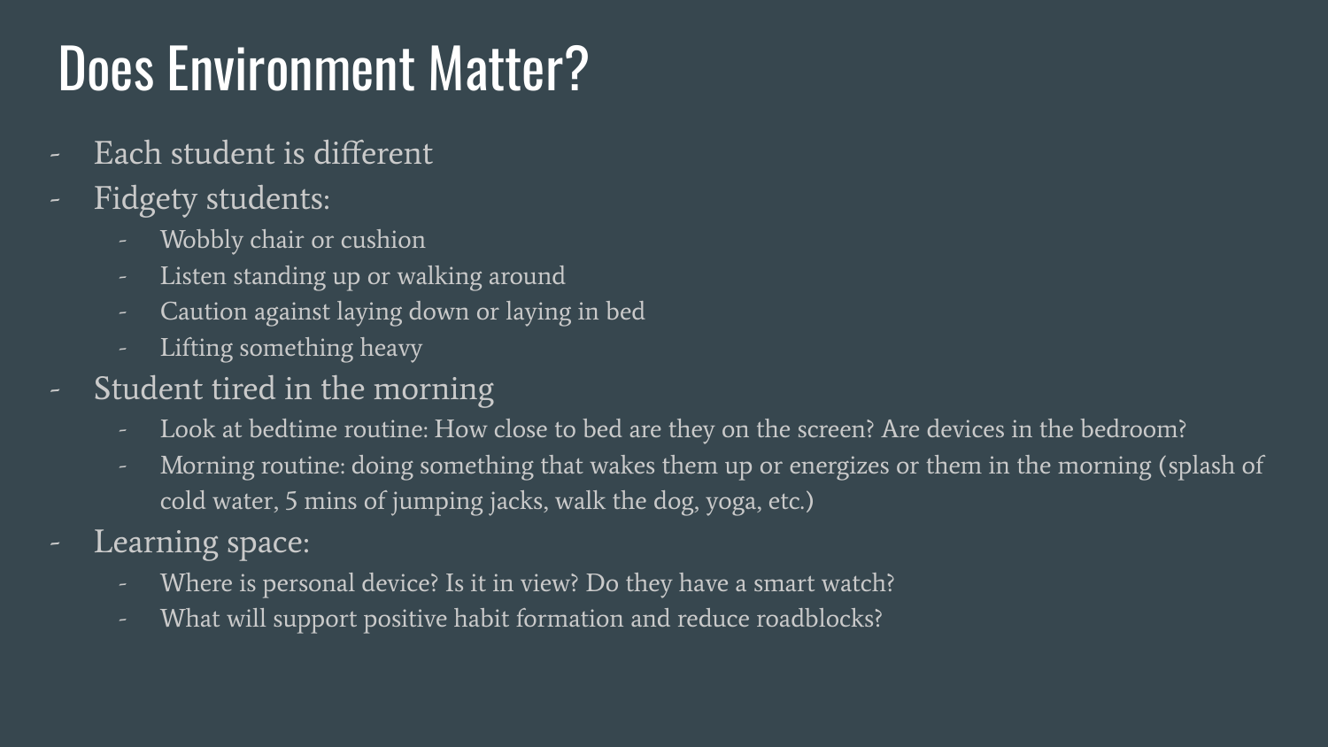# Does Environment Matter?

- Each student is different
- Fidgety students:
  - Wobbly chair or cushion
  - Listen standing up or walking around
  - Caution against laying down or laying in bed
  - Lifting something heavy
- Student tired in the morning
  - Look at bedtime routine: How close to bed are they on the screen? Are devices in the bedroom?
  - Morning routine: doing something that wakes them up or energizes or them in the morning (splash of cold water, 5 mins of jumping jacks, walk the dog, yoga, etc.)
- Learning space:
  - Where is personal device? Is it in view? Do they have a smart watch?
  - What will support positive habit formation and reduce roadblocks?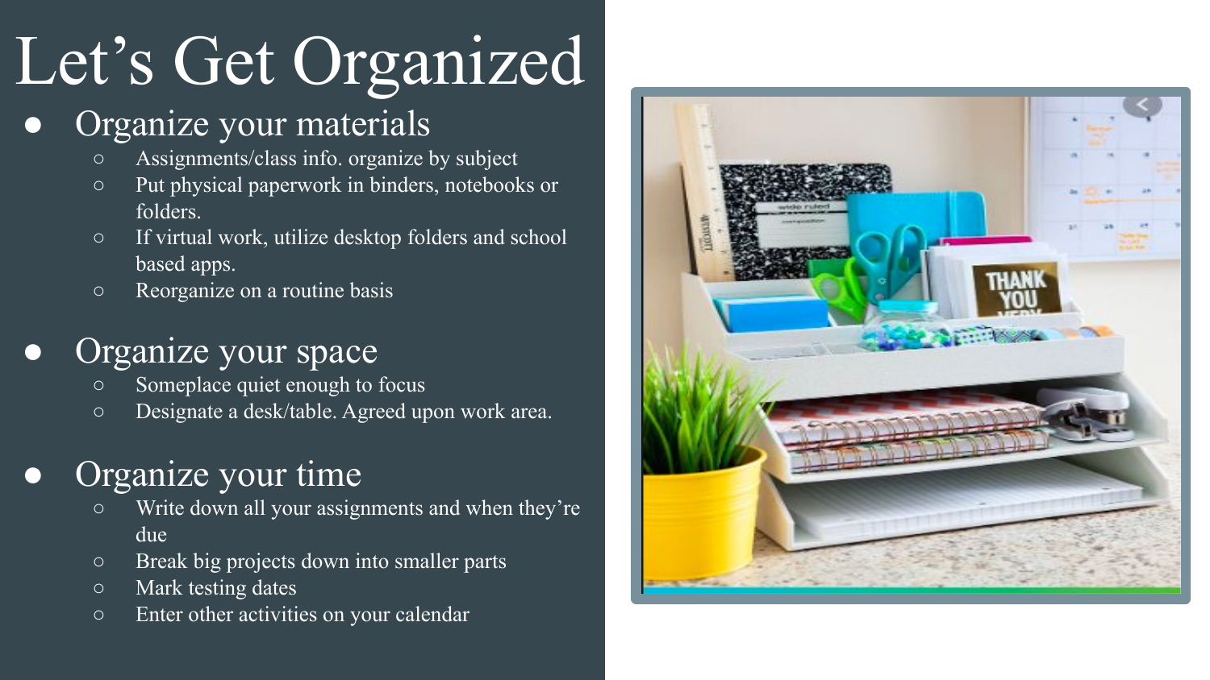# Let's Get Organized

- Organize your materials
  - Assignments/class info. organize by subject
  - Put physical paperwork in binders, notebooks or folders.
  - If virtual work, utilize desktop folders and school based apps.
  - Reorganize on a routine basis
- Organize your space
  - Someplace quiet enough to focus
  - Designate a desk/table. Agreed upon work area.
- Organize your time
  - Write down all your assignments and when they're due
  - Break big projects down into smaller parts
  - Mark testing dates
  - Enter other activities on your calendar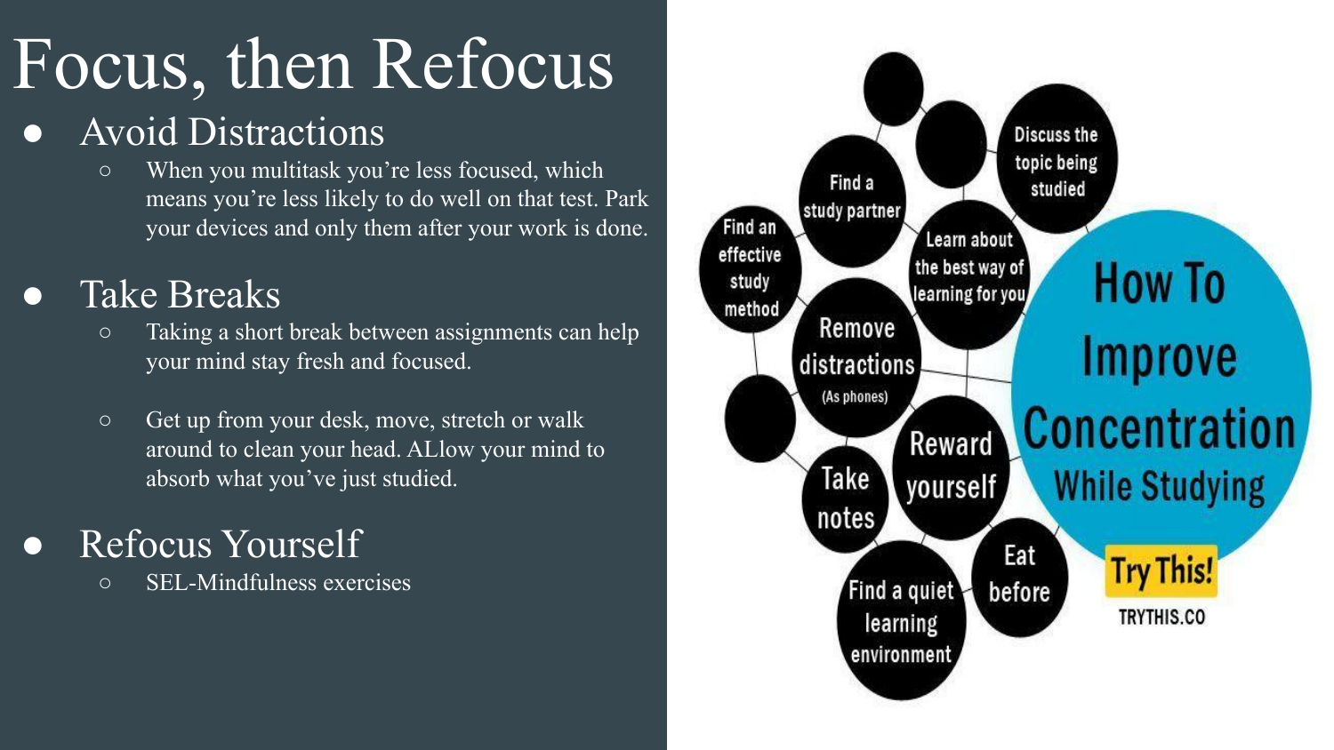# Focus, then Refocus

- Avoid Distractions
  - When you multitask you're less focused, which means you're less likely to do well on that test. Park your devices and only them after your work is done.
- Take Breaks
  - Taking a short break between assignments can help your mind stay fresh and focused.
  - Get up from your desk, move, stretch or walk around to clean your head. ALlow your mind to absorb what you've just studied.
- Refocus Yourself
  - SEL-Mindfulness exercises

**How To Improve Concentration While Studying**

- Discuss the topic being studied
- Find a study partner
- Learn about the best way of learning for you
- Find an effective study method
- Remove distractions (As phones)
- Reward yourself
- Take notes
- Eat before
- Find a quiet learning environment

Try This!

TRYTHIS.CO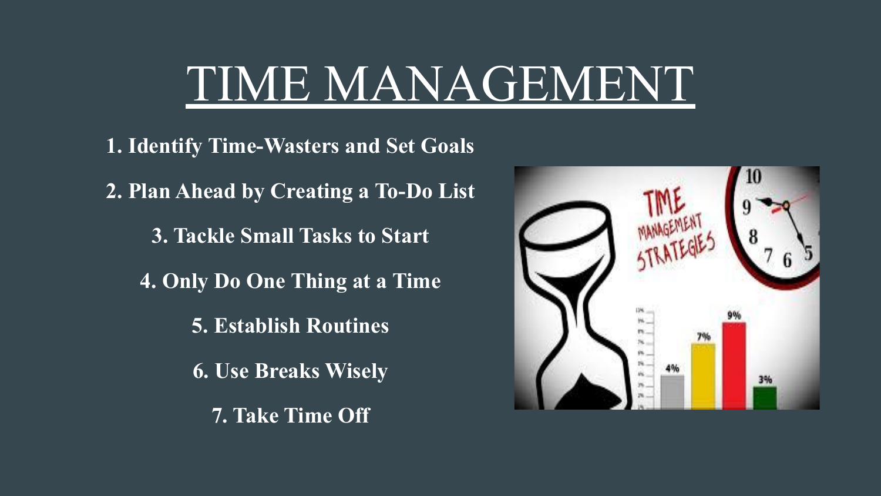# TIME MANAGEMENT

1. Identify Time-Wasters and Set Goals
2. Plan Ahead by Creating a To-Do List
3. Tackle Small Tasks to Start
4. Only Do One Thing at a Time
5. Establish Routines
6. Use Breaks Wisely
7. Take Time Off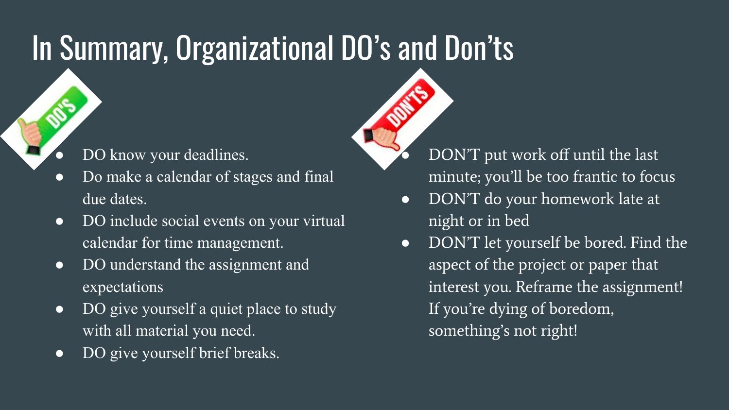# In Summary, Organizational DO's and Don'ts

- DO know your deadlines.
- Do make a calendar of stages and final due dates.
- DO include social events on your virtual calendar for time management.
- DO understand the assignment and expectations
- DO give yourself a quiet place to study with all material you need.
- DO give yourself brief breaks.

- DON'T put work off until the last minute; you'll be too frantic to focus
- DON'T do your homework late at night or in bed
- DON'T let yourself be bored. Find the aspect of the project or paper that interest you. Reframe the assignment! If you're dying of boredom, something's not right!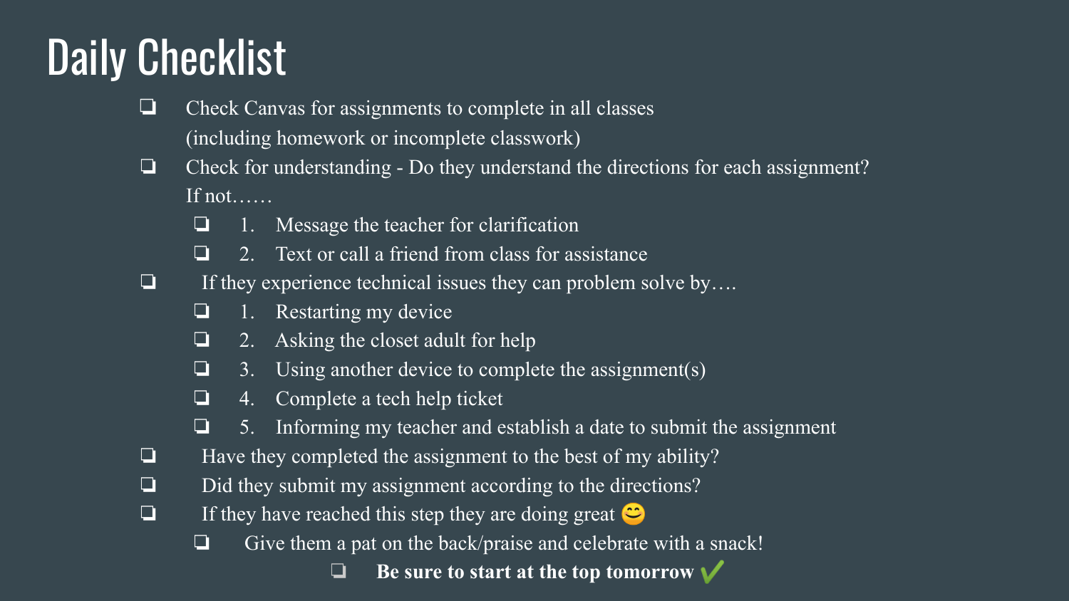# Daily Checklist

- ❏ Check Canvas for assignments to complete in all classes (including homework or incomplete classwork)
- ❏ Check for understanding - Do they understand the directions for each assignment? If not……
  - ❏ 1. Message the teacher for clarification
  - ❏ 2. Text or call a friend from class for assistance
- ❏ If they experience technical issues they can problem solve by….
  - ❏ 1. Restarting my device
  - ❏ 2. Asking the closet adult for help
  - ❏ 3. Using another device to complete the assignment(s)
  - ❏ 4. Complete a tech help ticket
  - ❏ 5. Informing my teacher and establish a date to submit the assignment
- ❏ Have they completed the assignment to the best of my ability?
- ❏ Did they submit my assignment according to the directions?
- ❏ If they have reached this step they are doing great 😊
  - ❏ Give them a pat on the back/praise and celebrate with a snack!
    - ❏ **Be sure to start at the top tomorrow** ✔️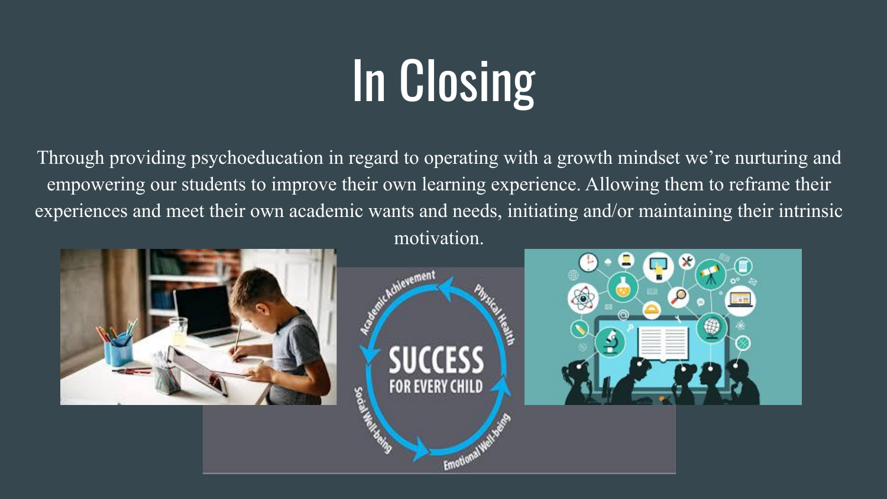# In Closing

Through providing psychoeducation in regard to operating with a growth mindset we're nurturing and empowering our students to improve their own learning experience. Allowing them to reframe their experiences and meet their own academic wants and needs, initiating and/or maintaining their intrinsic motivation.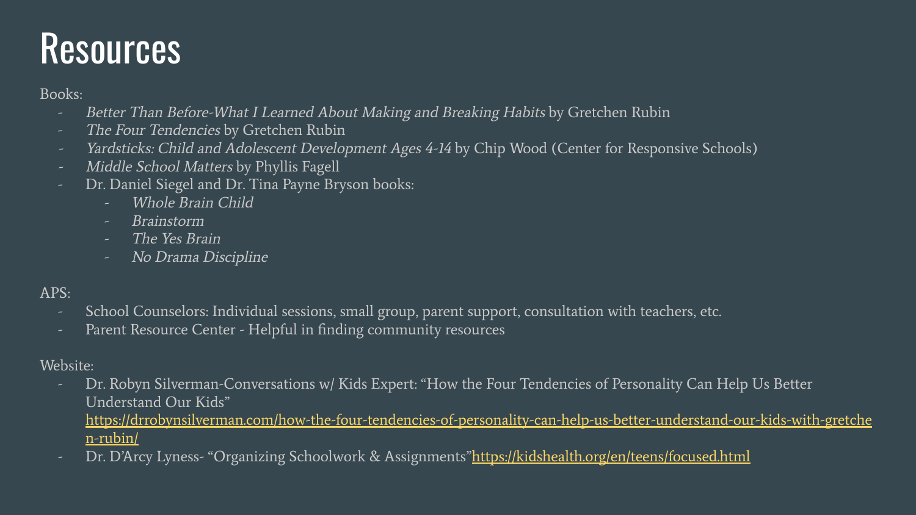# Resources

Books:

- *Better Than Before-What I Learned About Making and Breaking Habits* by Gretchen Rubin
- *The Four Tendencies* by Gretchen Rubin
- *Yardsticks: Child and Adolescent Development Ages 4-14* by Chip Wood (Center for Responsive Schools)
- *Middle School Matters* by Phyllis Fagell
- Dr. Daniel Siegel and Dr. Tina Payne Bryson books:
    - *Whole Brain Child*
    - *Brainstorm*
    - *The Yes Brain*
    - *No Drama Discipline*

APS:

- School Counselors: Individual sessions, small group, parent support, consultation with teachers, etc.
- Parent Resource Center - Helpful in finding community resources

Website:

- Dr. Robyn Silverman-Conversations w/ Kids Expert: "How the Four Tendencies of Personality Can Help Us Better Understand Our Kids" https://drrobynsilverman.com/how-the-four-tendencies-of-personality-can-help-us-better-understand-our-kids-with-gretchen-rubin/
- Dr. D'Arcy Lyness- "Organizing Schoolwork & Assignments"https://kidshealth.org/en/teens/focused.html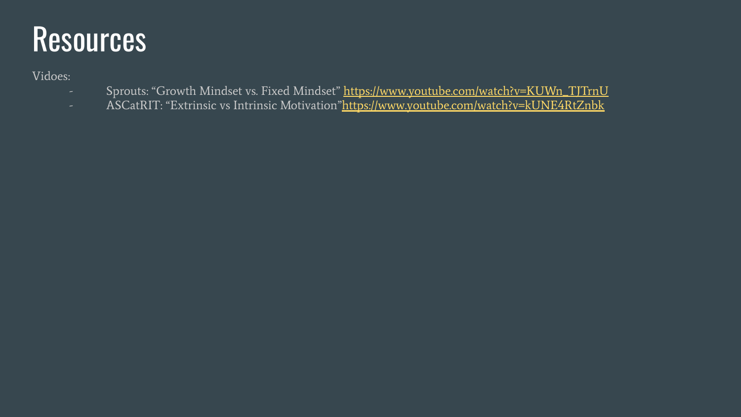# Resources

Vidoes:

- Sprouts: “Growth Mindset vs. Fixed Mindset” https://www.youtube.com/watch?v=KUWn_TJTrnU
- ASCatRIT: “Extrinsic vs Intrinsic Motivation”https://www.youtube.com/watch?v=kUNE4RtZnbk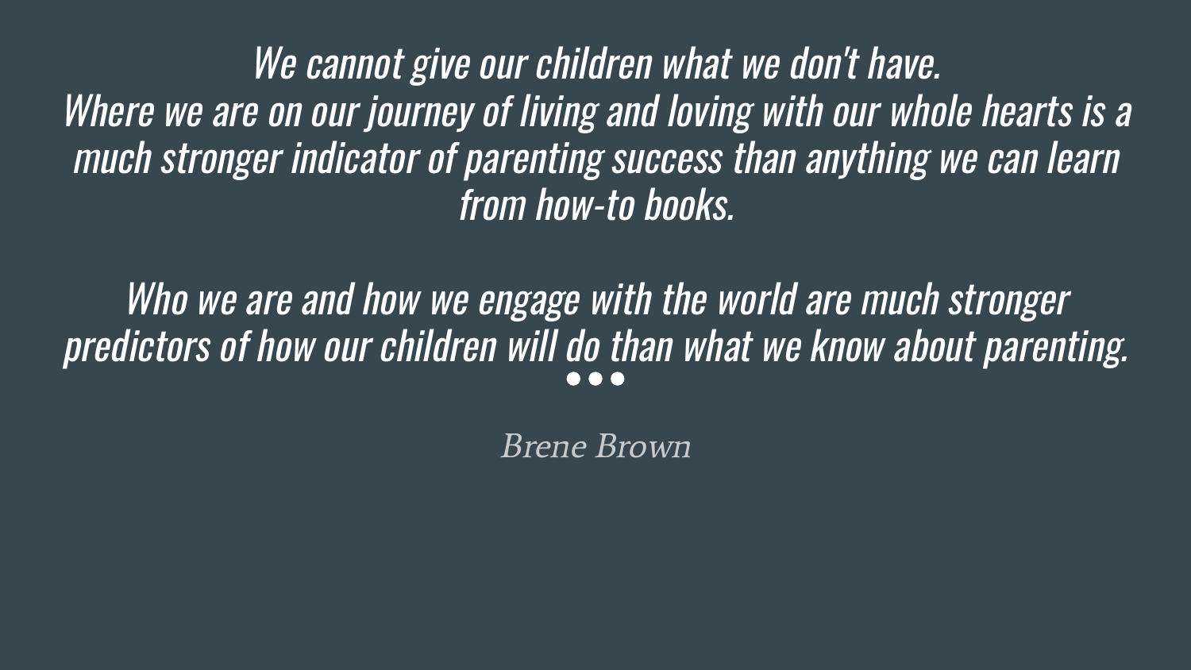*We cannot give our children what we don't have.*
*Where we are on our journey of living and loving with our whole hearts is a much stronger indicator of parenting success than anything we can learn from how-to books.*

*Who we are and how we engage with the world are much stronger predictors of how our children will do than what we know about parenting.*

•••

*Brene Brown*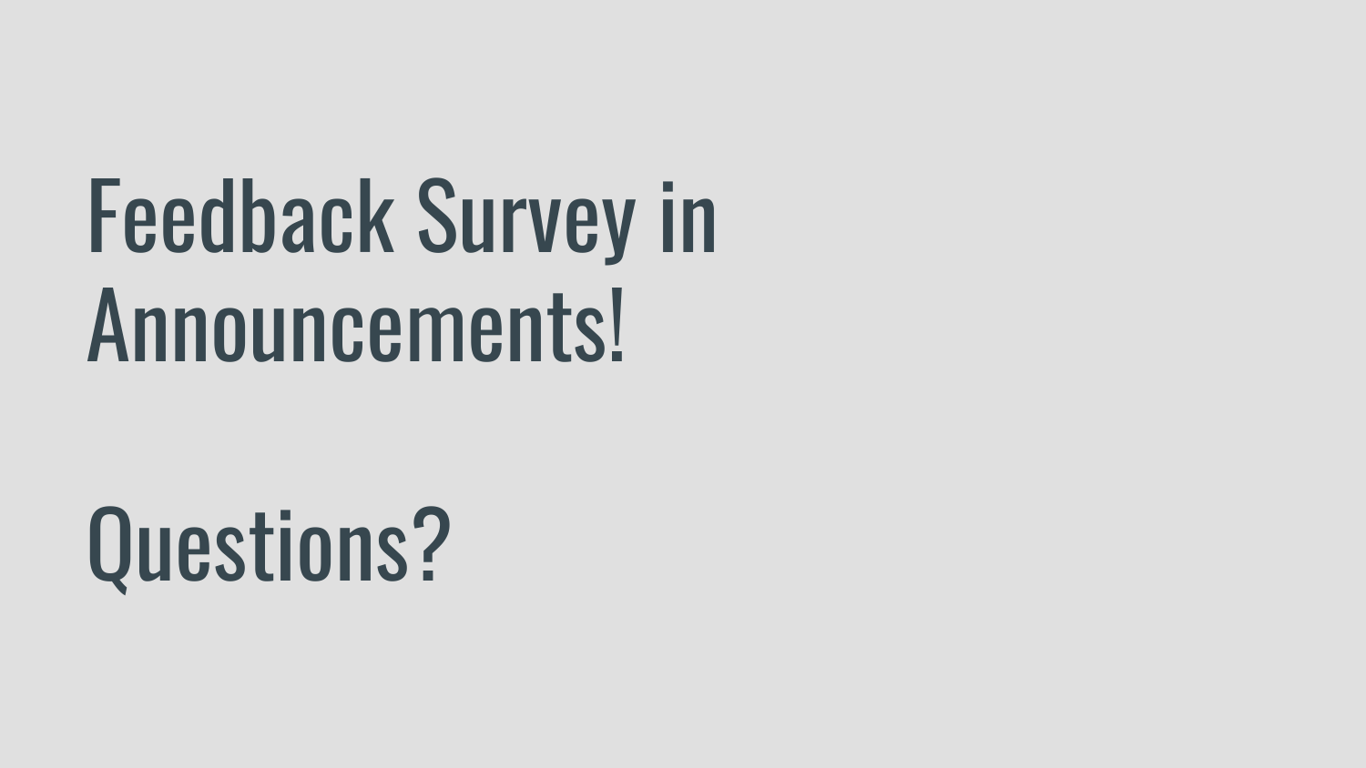# Feedback Survey in Announcements!

# Questions?